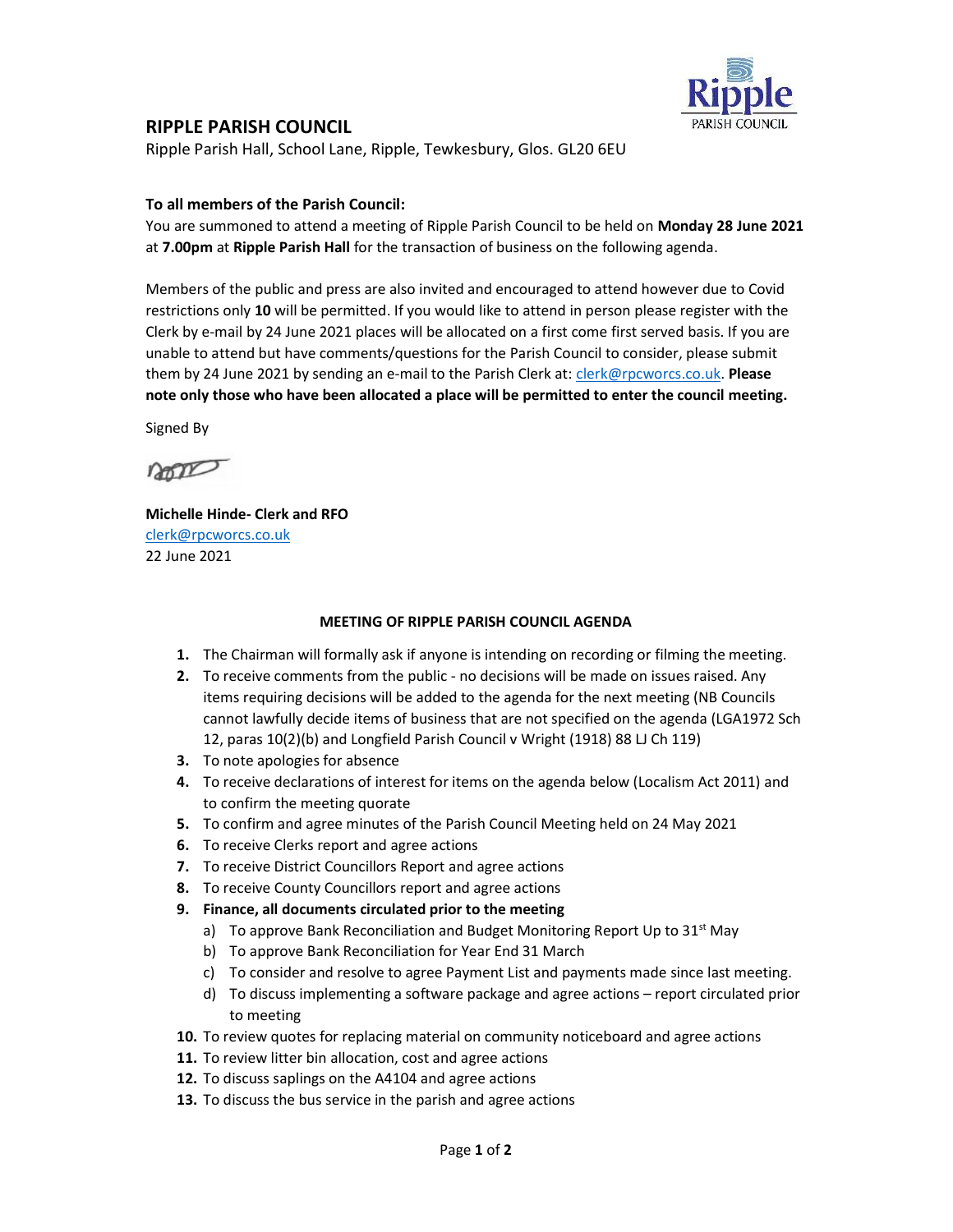# RIPPLE PARISH COUNCIL

Ripple Parish Hall, School Lane, Ripple, Tewkesbury, Glos. GL20 6EU

**To all members of the Parish Council:**

You are summoned to attend a meeting of Ripple Parish Council to be held on **Monday 28 June 2021** at **7.00pm** at **Ripple Parish Hall** for the transaction of business on the following agenda.

Members of the public and press are also invited and encouraged to attend however due to Covid restrictions only **10** will be permitted. If you would like to attend in person please register with the Clerk by e-mail by 24 June 2021 places will be allocated on a first come first served basis. If you are unable to attend but have comments/questions for the Parish Council to consider, please submit them by 24 June 2021 by sending an e-mail to the Parish Clerk at: clerk@rpcworcs.co.uk. **Please note only those who have been allocated a place will be permitted to enter the council meeting.**

Signed By

**Michelle Hinde- Clerk and RFO**
clerk@rpcworcs.co.uk
22 June 2021

## MEETING OF RIPPLE PARISH COUNCIL AGENDA

1. The Chairman will formally ask if anyone is intending on recording or filming the meeting.
2. To receive comments from the public - no decisions will be made on issues raised. Any items requiring decisions will be added to the agenda for the next meeting (NB Councils cannot lawfully decide items of business that are not specified on the agenda (LGA1972 Sch 12, paras 10(2)(b) and Longfield Parish Council v Wright (1918) 88 LJ Ch 119)
3. To note apologies for absence
4. To receive declarations of interest for items on the agenda below (Localism Act 2011) and to confirm the meeting quorate
5. To confirm and agree minutes of the Parish Council Meeting held on 24 May 2021
6. To receive Clerks report and agree actions
7. To receive District Councillors Report and agree actions
8. To receive County Councillors report and agree actions
9. **Finance, all documents circulated prior to the meeting**
   a) To approve Bank Reconciliation and Budget Monitoring Report Up to 31st May
   b) To approve Bank Reconciliation for Year End 31 March
   c) To consider and resolve to agree Payment List and payments made since last meeting.
   d) To discuss implementing a software package and agree actions – report circulated prior to meeting
10. To review quotes for replacing material on community noticeboard and agree actions
11. To review litter bin allocation, cost and agree actions
12. To discuss saplings on the A4104 and agree actions
13. To discuss the bus service in the parish and agree actions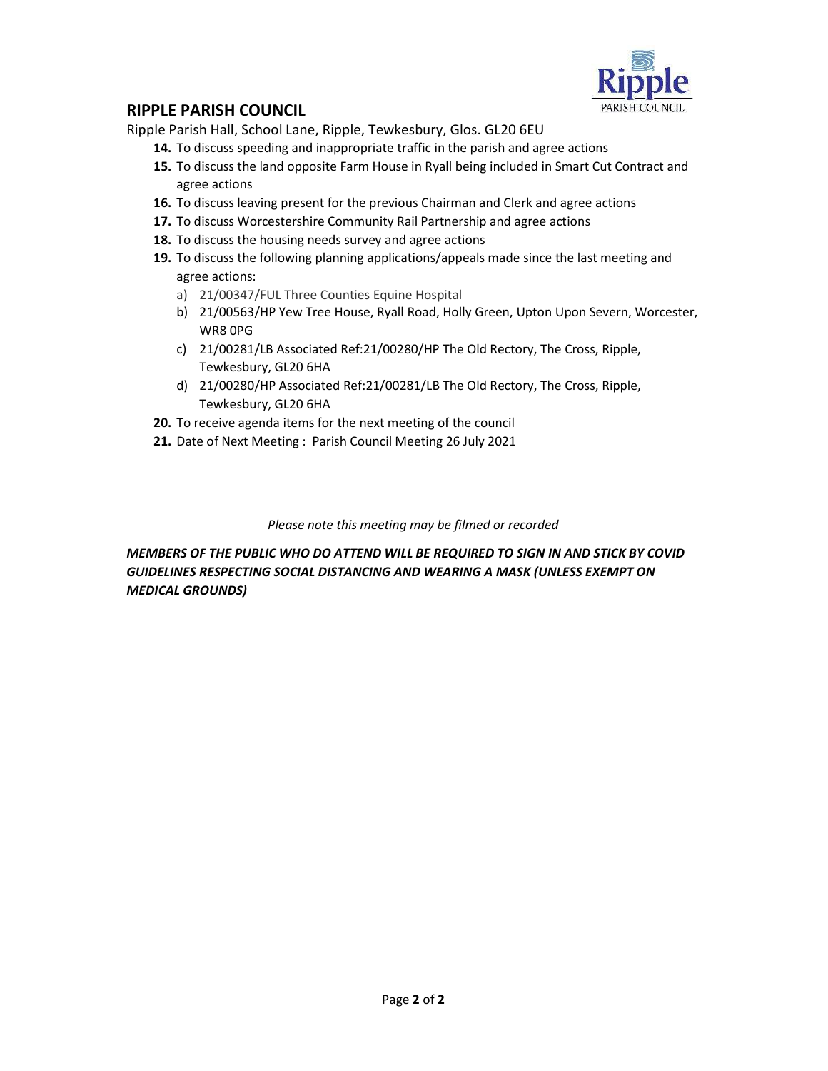## RIPPLE PARISH COUNCIL

Ripple Parish Hall, School Lane, Ripple, Tewkesbury, Glos. GL20 6EU

14. To discuss speeding and inappropriate traffic in the parish and agree actions
15. To discuss the land opposite Farm House in Ryall being included in Smart Cut Contract and agree actions
16. To discuss leaving present for the previous Chairman and Clerk and agree actions
17. To discuss Worcestershire Community Rail Partnership and agree actions
18. To discuss the housing needs survey and agree actions
19. To discuss the following planning applications/appeals made since the last meeting and agree actions:
    a) 21/00347/FUL Three Counties Equine Hospital
    b) 21/00563/HP Yew Tree House, Ryall Road, Holly Green, Upton Upon Severn, Worcester, WR8 0PG
    c) 21/00281/LB Associated Ref:21/00280/HP The Old Rectory, The Cross, Ripple, Tewkesbury, GL20 6HA
    d) 21/00280/HP Associated Ref:21/00281/LB The Old Rectory, The Cross, Ripple, Tewkesbury, GL20 6HA
20. To receive agenda items for the next meeting of the council
21. Date of Next Meeting : Parish Council Meeting 26 July 2021

*Please note this meeting may be filmed or recorded*

***MEMBERS OF THE PUBLIC WHO DO ATTEND WILL BE REQUIRED TO SIGN IN AND STICK BY COVID GUIDELINES RESPECTING SOCIAL DISTANCING AND WEARING A MASK (UNLESS EXEMPT ON MEDICAL GROUNDS)***